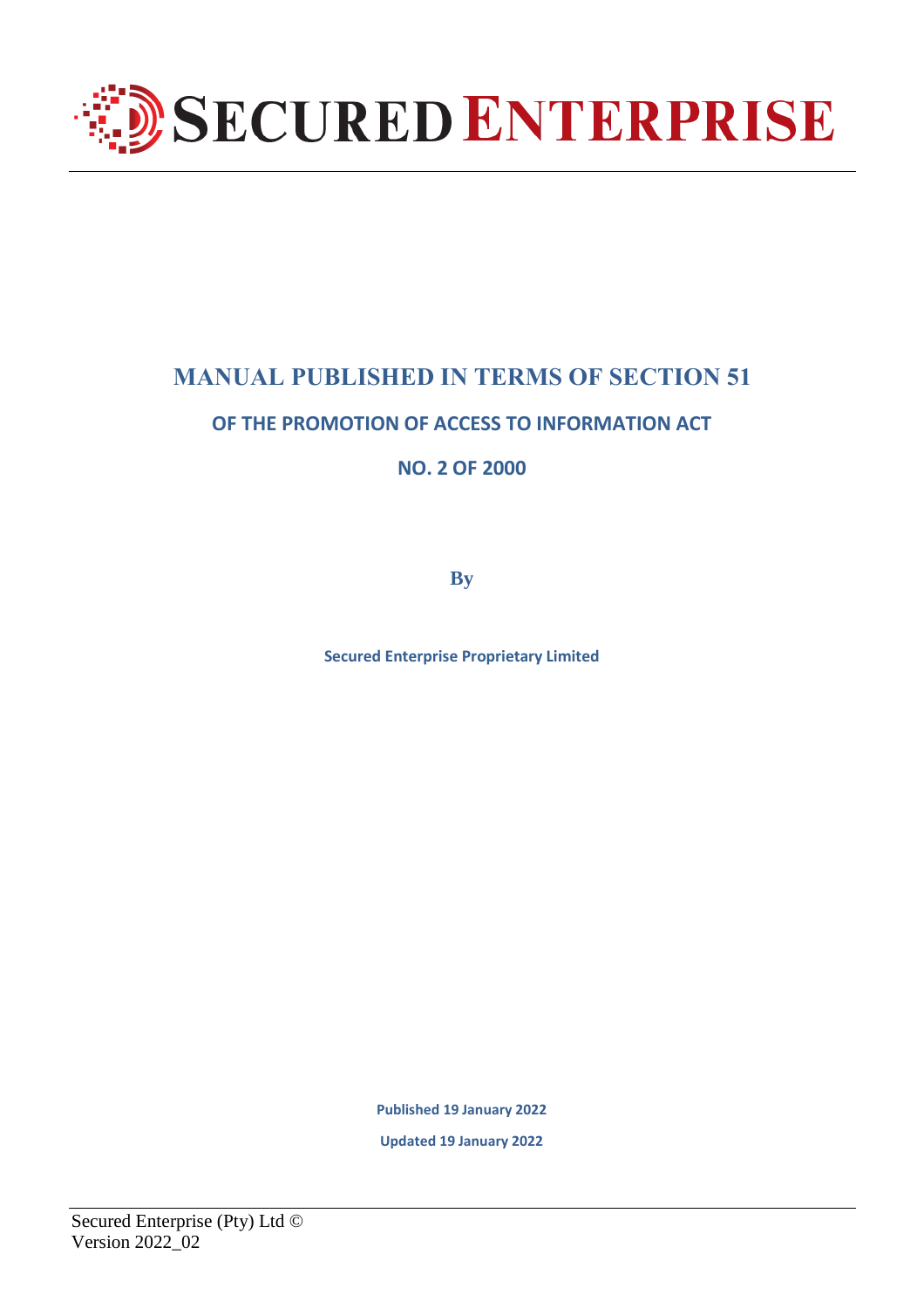# SECURED ENTERPRISE

## MANUAL PUBLISHED IN TERMS OF SECTION 51

### OF THE PROMOTION OF ACCESS TO INFORMATION ACT

### NO. 2 OF 2000

**By**

**Secured Enterprise Proprietary Limited**

**Published 19 January 2022**

**Updated 19 January 2022**

Secured Enterprise (Pty) Ltd ©
Version 2022_02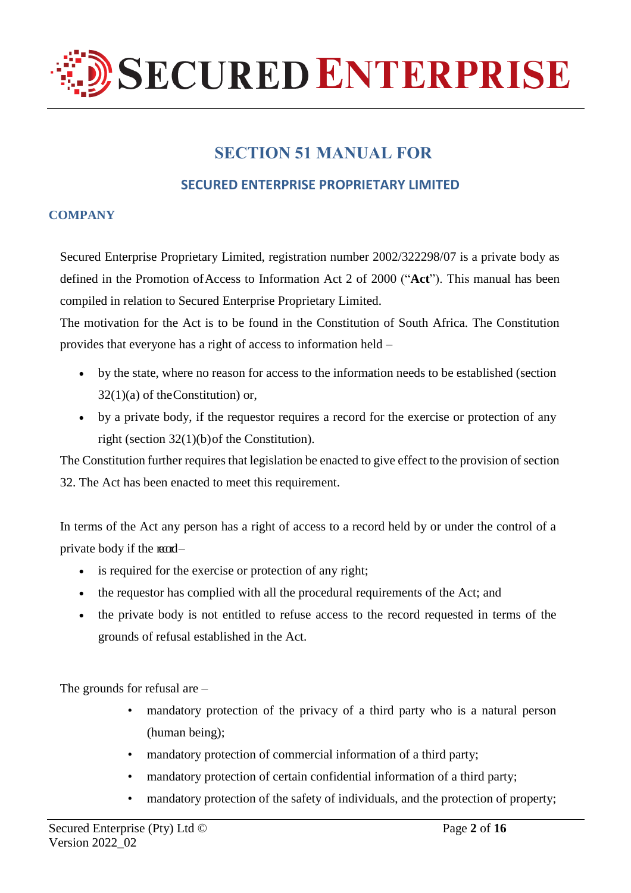# SECTION 51 MANUAL FOR

## SECURED ENTERPRISE PROPRIETARY LIMITED

### COMPANY

Secured Enterprise Proprietary Limited, registration number 2002/322298/07 is a private body as defined in the Promotion of Access to Information Act 2 of 2000 ("**Act**"). This manual has been compiled in relation to Secured Enterprise Proprietary Limited.

The motivation for the Act is to be found in the Constitution of South Africa. The Constitution provides that everyone has a right of access to information held –

- by the state, where no reason for access to the information needs to be established (section 32(1)(a) of the Constitution) or,
- by a private body, if the requestor requires a record for the exercise or protection of any right (section 32(1)(b) of the Constitution).

The Constitution further requires that legislation be enacted to give effect to the provision of section 32. The Act has been enacted to meet this requirement.

In terms of the Act any person has a right of access to a record held by or under the control of a private body if the record –

- is required for the exercise or protection of any right;
- the requestor has complied with all the procedural requirements of the Act; and
- the private body is not entitled to refuse access to the record requested in terms of the grounds of refusal established in the Act.

The grounds for refusal are –

- mandatory protection of the privacy of a third party who is a natural person (human being);
- mandatory protection of commercial information of a third party;
- mandatory protection of certain confidential information of a third party;
- mandatory protection of the safety of individuals, and the protection of property;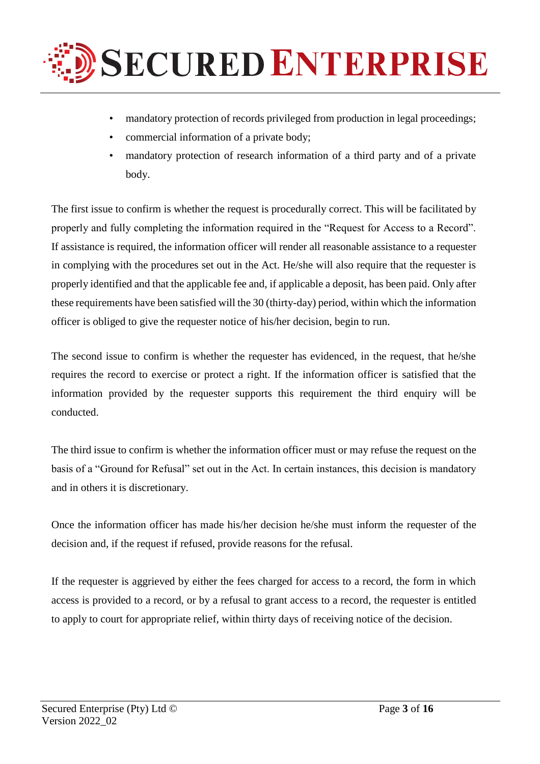- mandatory protection of records privileged from production in legal proceedings;
- commercial information of a private body;
- mandatory protection of research information of a third party and of a private body.

The first issue to confirm is whether the request is procedurally correct. This will be facilitated by properly and fully completing the information required in the "Request for Access to a Record". If assistance is required, the information officer will render all reasonable assistance to a requester in complying with the procedures set out in the Act. He/she will also require that the requester is properly identified and that the applicable fee and, if applicable a deposit, has been paid. Only after these requirements have been satisfied will the 30 (thirty-day) period, within which the information officer is obliged to give the requester notice of his/her decision, begin to run.

The second issue to confirm is whether the requester has evidenced, in the request, that he/she requires the record to exercise or protect a right. If the information officer is satisfied that the information provided by the requester supports this requirement the third enquiry will be conducted.

The third issue to confirm is whether the information officer must or may refuse the request on the basis of a "Ground for Refusal" set out in the Act. In certain instances, this decision is mandatory and in others it is discretionary.

Once the information officer has made his/her decision he/she must inform the requester of the decision and, if the request if refused, provide reasons for the refusal.

If the requester is aggrieved by either the fees charged for access to a record, the form in which access is provided to a record, or by a refusal to grant access to a record, the requester is entitled to apply to court for appropriate relief, within thirty days of receiving notice of the decision.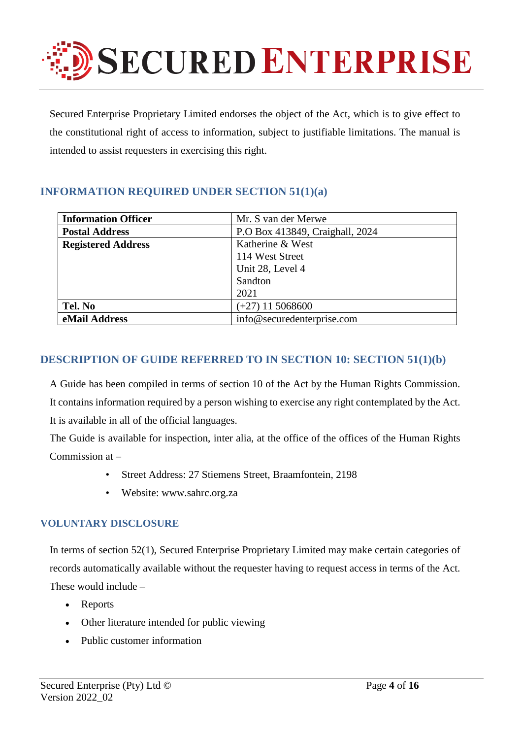Secured Enterprise Proprietary Limited endorses the object of the Act, which is to give effect to the constitutional right of access to information, subject to justifiable limitations. The manual is intended to assist requesters in exercising this right.

## INFORMATION REQUIRED UNDER SECTION 51(1)(a)

| **Information Officer** | Mr. S van der Merwe |
|---|---|
| **Postal Address** | P.O Box 413849, Craighall, 2024 |
| **Registered Address** | Katherine & West<br>114 West Street<br>Unit 28, Level 4<br>Sandton<br>2021 |
| **Tel. No** | (+27) 11 5068600 |
| **eMail Address** | info@securedenterprise.com |

## DESCRIPTION OF GUIDE REFERRED TO IN SECTION 10: SECTION 51(1)(b)

A Guide has been compiled in terms of section 10 of the Act by the Human Rights Commission. It contains information required by a person wishing to exercise any right contemplated by the Act. It is available in all of the official languages.

The Guide is available for inspection, inter alia, at the office of the offices of the Human Rights Commission at –

- Street Address: 27 Stiemens Street, Braamfontein, 2198
- Website: www.sahrc.org.za

## VOLUNTARY DISCLOSURE

In terms of section 52(1), Secured Enterprise Proprietary Limited may make certain categories of records automatically available without the requester having to request access in terms of the Act. These would include –

- Reports
- Other literature intended for public viewing
- Public customer information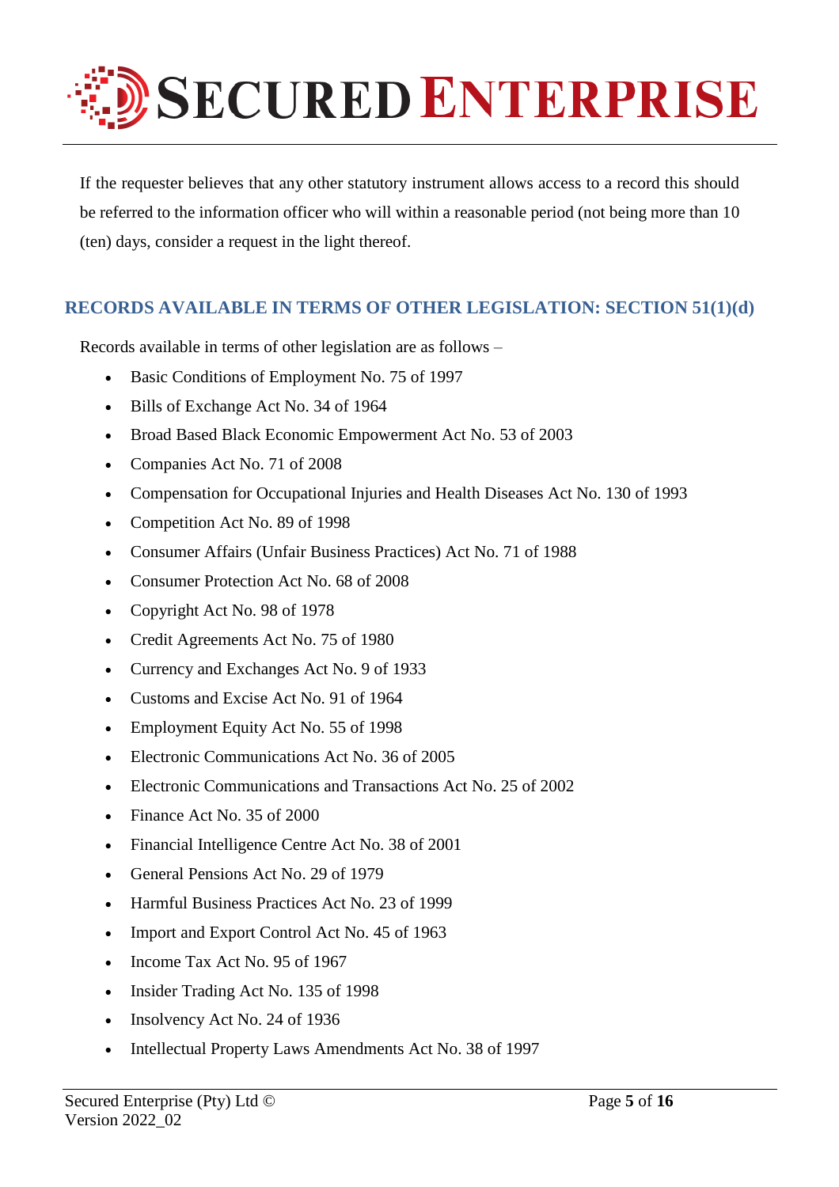If the requester believes that any other statutory instrument allows access to a record this should be referred to the information officer who will within a reasonable period (not being more than 10 (ten) days, consider a request in the light thereof.

## RECORDS AVAILABLE IN TERMS OF OTHER LEGISLATION: SECTION 51(1)(d)

Records available in terms of other legislation are as follows –

- Basic Conditions of Employment No. 75 of 1997
- Bills of Exchange Act No. 34 of 1964
- Broad Based Black Economic Empowerment Act No. 53 of 2003
- Companies Act No. 71 of 2008
- Compensation for Occupational Injuries and Health Diseases Act No. 130 of 1993
- Competition Act No. 89 of 1998
- Consumer Affairs (Unfair Business Practices) Act No. 71 of 1988
- Consumer Protection Act No. 68 of 2008
- Copyright Act No. 98 of 1978
- Credit Agreements Act No. 75 of 1980
- Currency and Exchanges Act No. 9 of 1933
- Customs and Excise Act No. 91 of 1964
- Employment Equity Act No. 55 of 1998
- Electronic Communications Act No. 36 of 2005
- Electronic Communications and Transactions Act No. 25 of 2002
- Finance Act No. 35 of 2000
- Financial Intelligence Centre Act No. 38 of 2001
- General Pensions Act No. 29 of 1979
- Harmful Business Practices Act No. 23 of 1999
- Import and Export Control Act No. 45 of 1963
- Income Tax Act No. 95 of 1967
- Insider Trading Act No. 135 of 1998
- Insolvency Act No. 24 of 1936
- Intellectual Property Laws Amendments Act No. 38 of 1997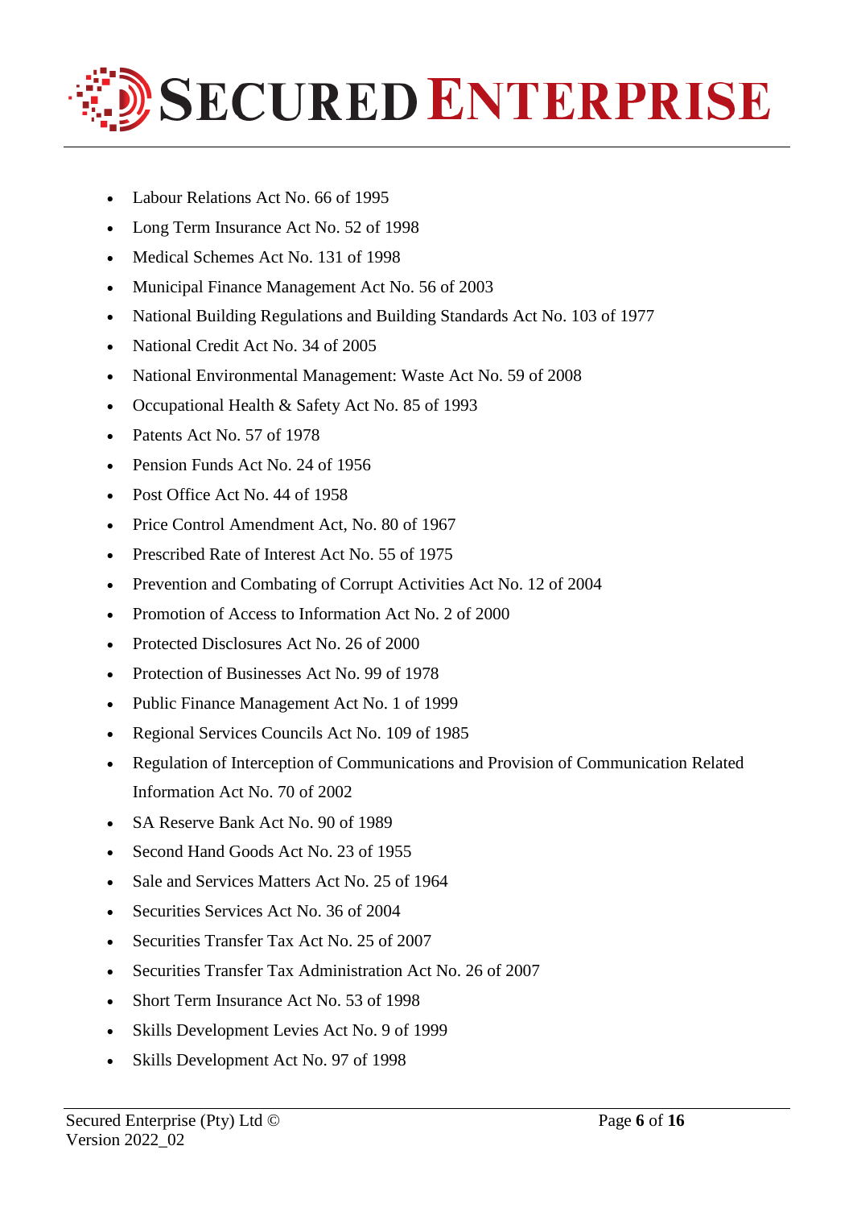- Labour Relations Act No. 66 of 1995
- Long Term Insurance Act No. 52 of 1998
- Medical Schemes Act No. 131 of 1998
- Municipal Finance Management Act No. 56 of 2003
- National Building Regulations and Building Standards Act No. 103 of 1977
- National Credit Act No. 34 of 2005
- National Environmental Management: Waste Act No. 59 of 2008
- Occupational Health & Safety Act No. 85 of 1993
- Patents Act No. 57 of 1978
- Pension Funds Act No. 24 of 1956
- Post Office Act No. 44 of 1958
- Price Control Amendment Act, No. 80 of 1967
- Prescribed Rate of Interest Act No. 55 of 1975
- Prevention and Combating of Corrupt Activities Act No. 12 of 2004
- Promotion of Access to Information Act No. 2 of 2000
- Protected Disclosures Act No. 26 of 2000
- Protection of Businesses Act No. 99 of 1978
- Public Finance Management Act No. 1 of 1999
- Regional Services Councils Act No. 109 of 1985
- Regulation of Interception of Communications and Provision of Communication Related Information Act No. 70 of 2002
- SA Reserve Bank Act No. 90 of 1989
- Second Hand Goods Act No. 23 of 1955
- Sale and Services Matters Act No. 25 of 1964
- Securities Services Act No. 36 of 2004
- Securities Transfer Tax Act No. 25 of 2007
- Securities Transfer Tax Administration Act No. 26 of 2007
- Short Term Insurance Act No. 53 of 1998
- Skills Development Levies Act No. 9 of 1999
- Skills Development Act No. 97 of 1998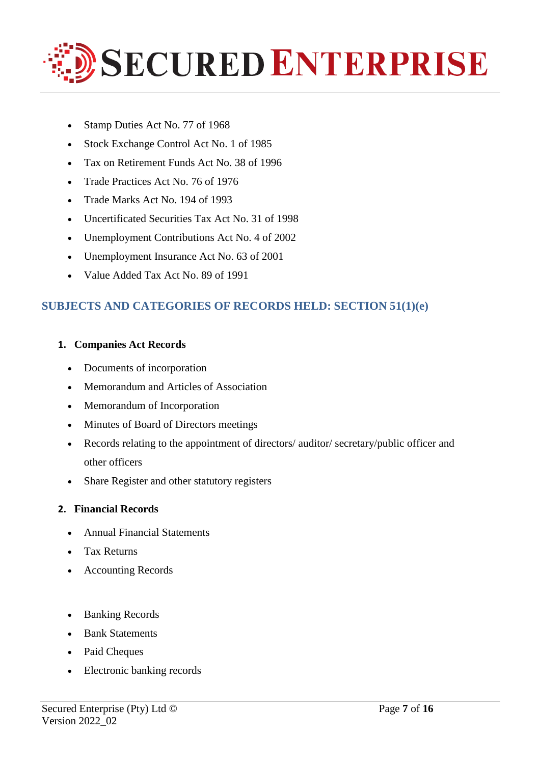- Stamp Duties Act No. 77 of 1968
- Stock Exchange Control Act No. 1 of 1985
- Tax on Retirement Funds Act No. 38 of 1996
- Trade Practices Act No. 76 of 1976
- Trade Marks Act No. 194 of 1993
- Uncertificated Securities Tax Act No. 31 of 1998
- Unemployment Contributions Act No. 4 of 2002
- Unemployment Insurance Act No. 63 of 2001
- Value Added Tax Act No. 89 of 1991

## SUBJECTS AND CATEGORIES OF RECORDS HELD: SECTION 51(1)(e)

### 1. Companies Act Records

- Documents of incorporation
- Memorandum and Articles of Association
- Memorandum of Incorporation
- Minutes of Board of Directors meetings
- Records relating to the appointment of directors/ auditor/ secretary/public officer and other officers
- Share Register and other statutory registers

### 2. Financial Records

- Annual Financial Statements
- Tax Returns
- Accounting Records

- Banking Records
- Bank Statements
- Paid Cheques
- Electronic banking records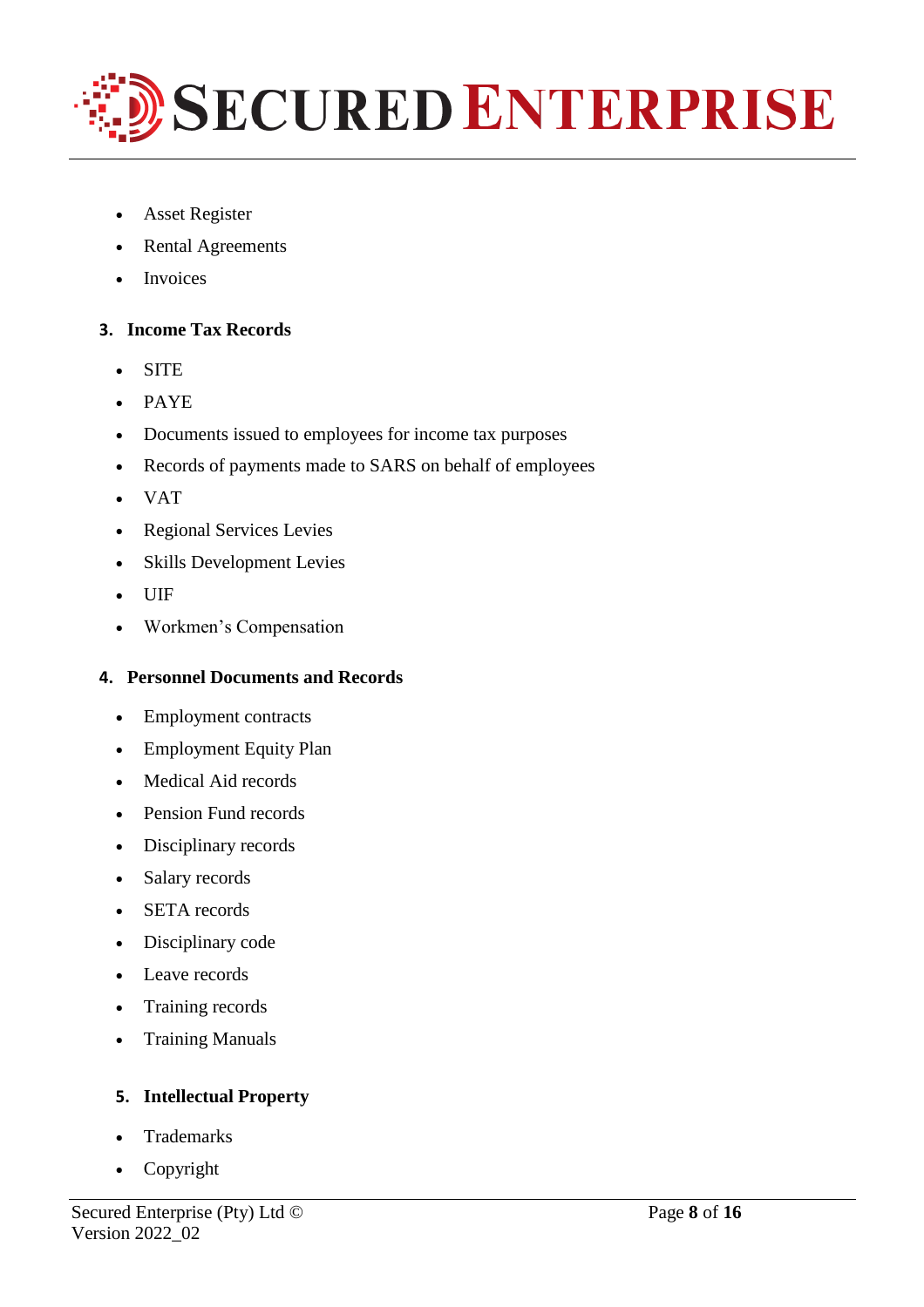- Asset Register
- Rental Agreements
- Invoices

### 3. Income Tax Records

- SITE
- PAYE
- Documents issued to employees for income tax purposes
- Records of payments made to SARS on behalf of employees
- VAT
- Regional Services Levies
- Skills Development Levies
- UIF
- Workmen's Compensation

### 4. Personnel Documents and Records

- Employment contracts
- Employment Equity Plan
- Medical Aid records
- Pension Fund records
- Disciplinary records
- Salary records
- SETA records
- Disciplinary code
- Leave records
- Training records
- Training Manuals

### 5. Intellectual Property

- Trademarks
- Copyright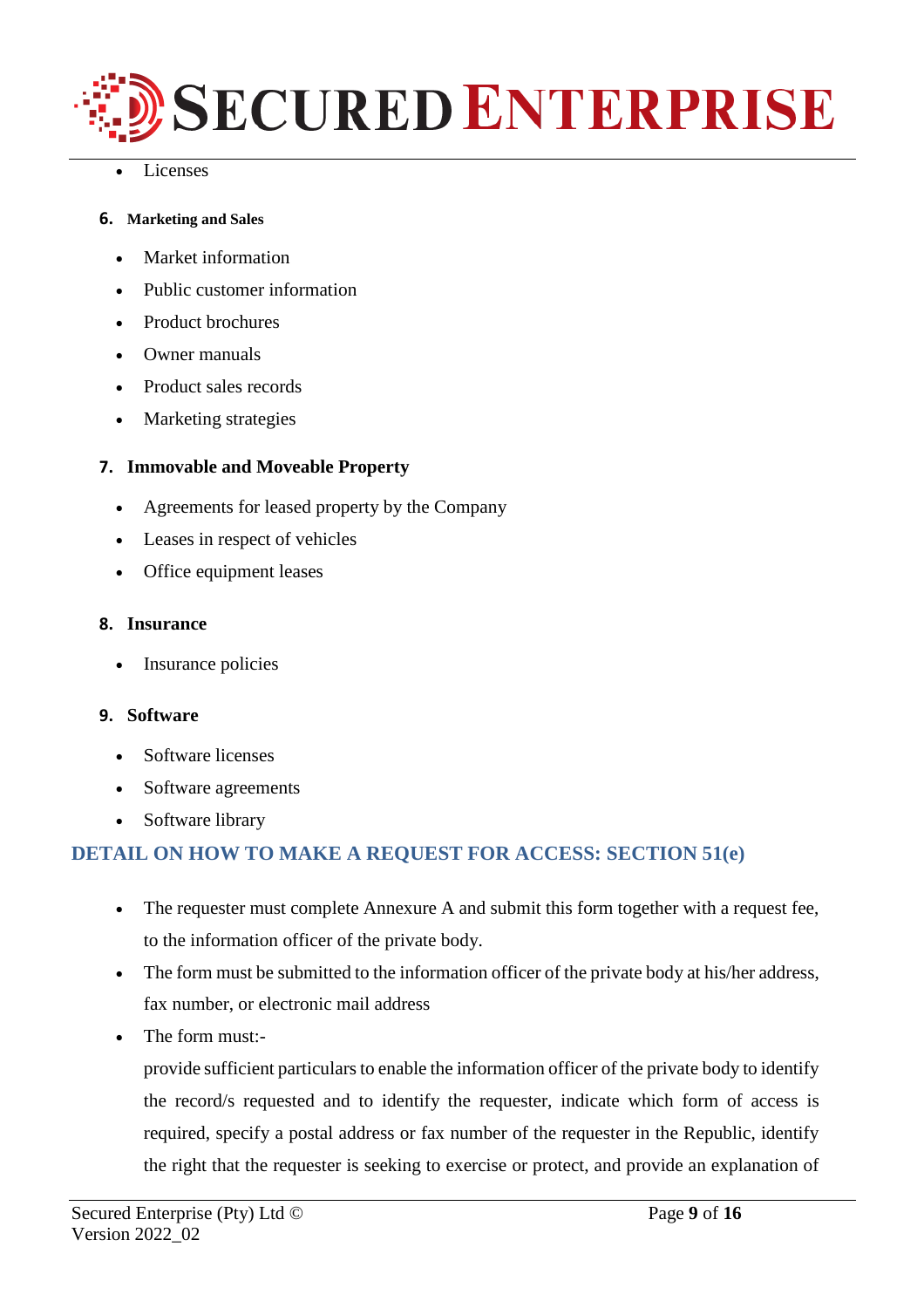- Licenses

6. **Marketing and Sales**

- Market information
- Public customer information
- Product brochures
- Owner manuals
- Product sales records
- Marketing strategies

7. **Immovable and Moveable Property**

- Agreements for leased property by the Company
- Leases in respect of vehicles
- Office equipment leases

8. **Insurance**

- Insurance policies

9. **Software**

- Software licenses
- Software agreements
- Software library

## DETAIL ON HOW TO MAKE A REQUEST FOR ACCESS: SECTION 51(e)

- The requester must complete Annexure A and submit this form together with a request fee, to the information officer of the private body.
- The form must be submitted to the information officer of the private body at his/her address, fax number, or electronic mail address
- The form must:-

  provide sufficient particulars to enable the information officer of the private body to identify the record/s requested and to identify the requester, indicate which form of access is required, specify a postal address or fax number of the requester in the Republic, identify the right that the requester is seeking to exercise or protect, and provide an explanation of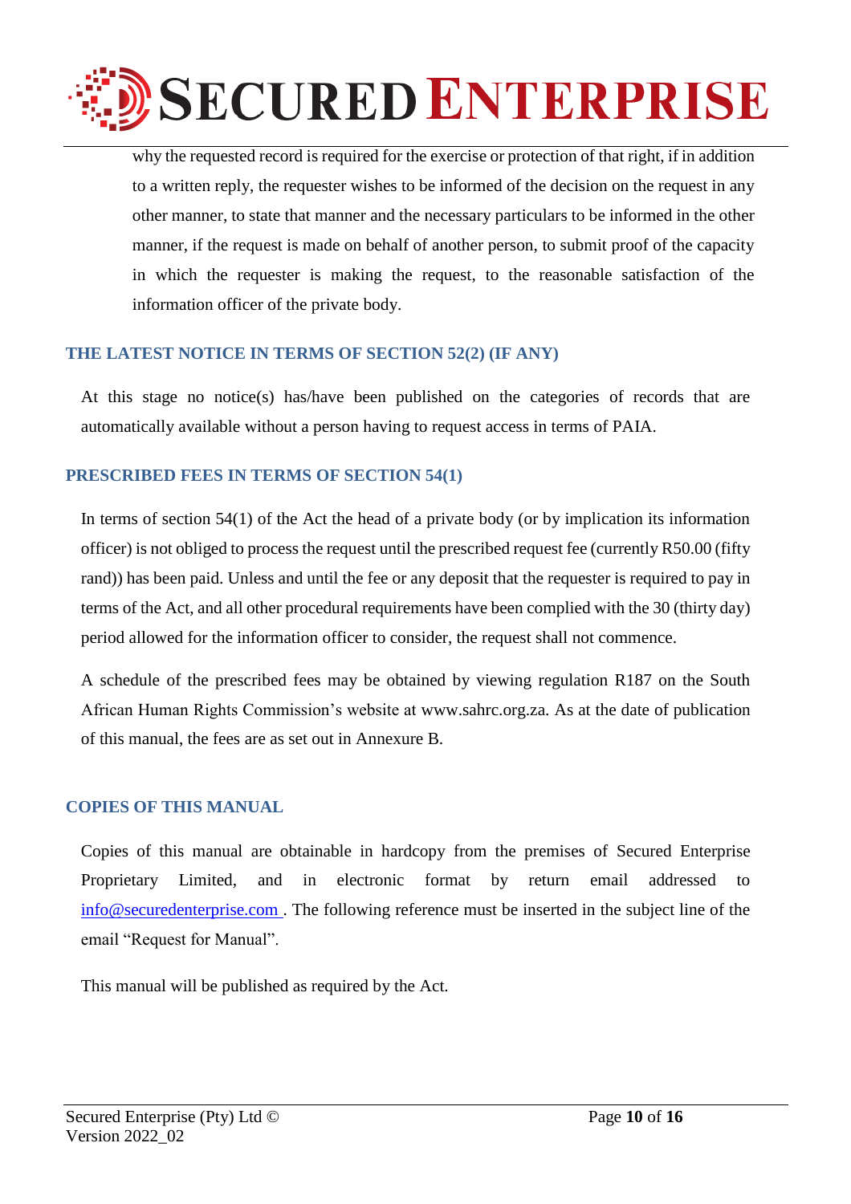why the requested record is required for the exercise or protection of that right, if in addition to a written reply, the requester wishes to be informed of the decision on the request in any other manner, to state that manner and the necessary particulars to be informed in the other manner, if the request is made on behalf of another person, to submit proof of the capacity in which the requester is making the request, to the reasonable satisfaction of the information officer of the private body.

## THE LATEST NOTICE IN TERMS OF SECTION 52(2) (IF ANY)

At this stage no notice(s) has/have been published on the categories of records that are automatically available without a person having to request access in terms of PAIA.

## PRESCRIBED FEES IN TERMS OF SECTION 54(1)

In terms of section 54(1) of the Act the head of a private body (or by implication its information officer) is not obliged to process the request until the prescribed request fee (currently R50.00 (fifty rand)) has been paid. Unless and until the fee or any deposit that the requester is required to pay in terms of the Act, and all other procedural requirements have been complied with the 30 (thirty day) period allowed for the information officer to consider, the request shall not commence.

A schedule of the prescribed fees may be obtained by viewing regulation R187 on the South African Human Rights Commission's website at www.sahrc.org.za. As at the date of publication of this manual, the fees are as set out in Annexure B.

## COPIES OF THIS MANUAL

Copies of this manual are obtainable in hardcopy from the premises of Secured Enterprise Proprietary Limited, and in electronic format by return email addressed to info@securedenterprise.com . The following reference must be inserted in the subject line of the email "Request for Manual".

This manual will be published as required by the Act.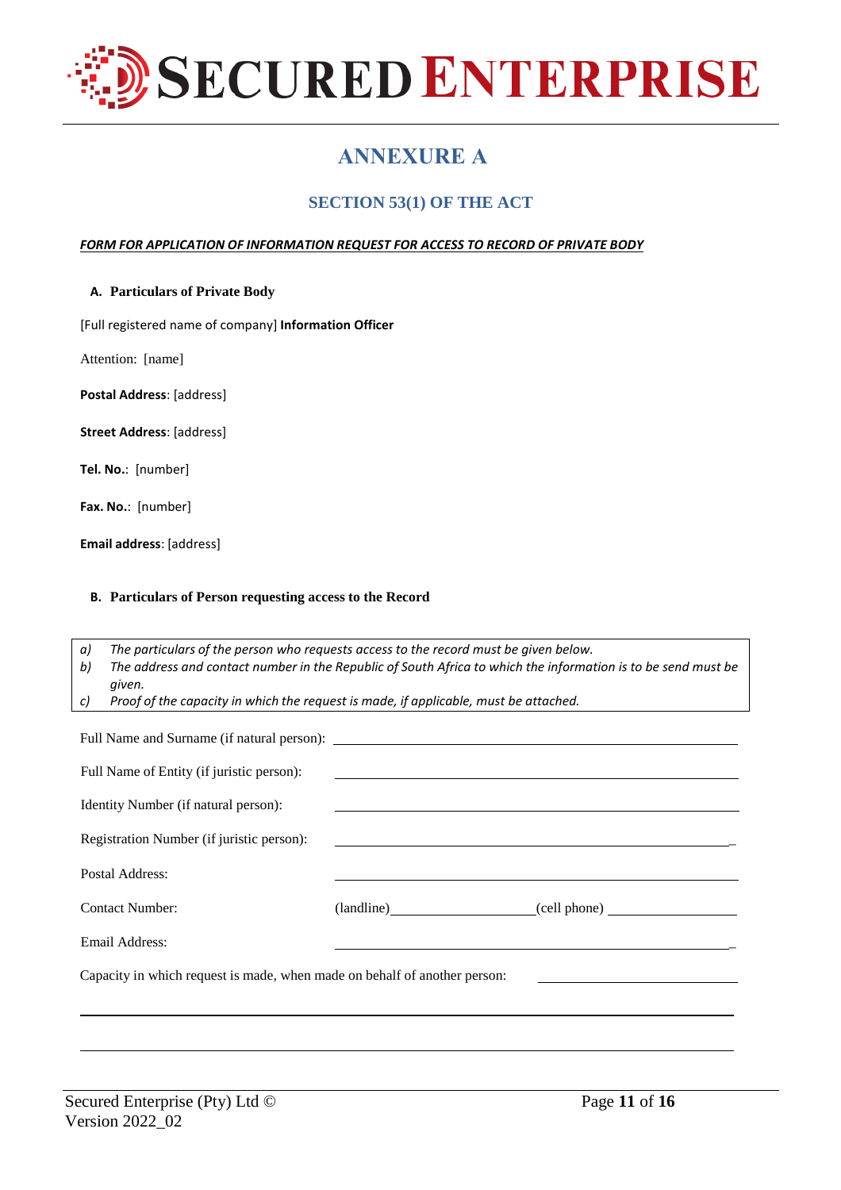# ANNEXURE A

## SECTION 53(1) OF THE ACT

***FORM FOR APPLICATION OF INFORMATION REQUEST FOR ACCESS TO RECORD OF PRIVATE BODY***

### A. Particulars of Private Body

[Full registered name of company] **Information Officer**

Attention: [name]

**Postal Address**: [address]

**Street Address**: [address]

**Tel. No.**: [number]

**Fax. No.**: [number]

**Email address**: [address]

### B. Particulars of Person requesting access to the Record

*a) The particulars of the person who requests access to the record must be given below.*
*b) The address and contact number in the Republic of South Africa to which the information is to be send must be given.*
*c) Proof of the capacity in which the request is made, if applicable, must be attached.*

Full Name and Surname (if natural person): ______________________________

Full Name of Entity (if juristic person): ______________________________

Identity Number (if natural person): ______________________________

Registration Number (if juristic person): ______________________________

Postal Address: ______________________________

Contact Number: (landline)____________________(cell phone) __________________

Email Address: ______________________________

Capacity in which request is made, when made on behalf of another person: ____________________

______________________________________________________________________

______________________________________________________________________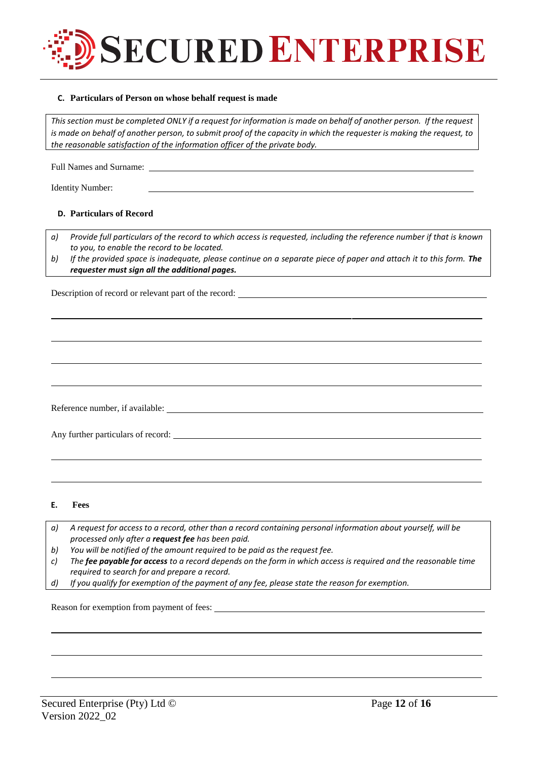## C. Particulars of Person on whose behalf request is made

*This section must be completed ONLY if a request for information is made on behalf of another person. If the request is made on behalf of another person, to submit proof of the capacity in which the requester is making the request, to the reasonable satisfaction of the information officer of the private body.*

Full Names and Surname: ____________________________________________

Identity Number: ____________________________________________

## D. Particulars of Record

*a) Provide full particulars of the record to which access is requested, including the reference number if that is known to you, to enable the record to be located.*

*b) If the provided space is inadequate, please continue on a separate piece of paper and attach it to this form.* ***The requester must sign all the additional pages.***

Description of record or relevant part of the record: ____________________________________________

____________________________________________

____________________________________________

____________________________________________

____________________________________________

Reference number, if available: ____________________________________________

Any further particulars of record: ____________________________________________

____________________________________________

____________________________________________

## E. Fees

*a) A request for access to a record, other than a record containing personal information about yourself, will be processed only after a* ***request fee*** *has been paid.*

*b) You will be notified of the amount required to be paid as the request fee.*

*c) The* ***fee payable for access*** *to a record depends on the form in which access is required and the reasonable time required to search for and prepare a record.*

*d) If you qualify for exemption of the payment of any fee, please state the reason for exemption.*

Reason for exemption from payment of fees: ____________________________________________

____________________________________________

____________________________________________

____________________________________________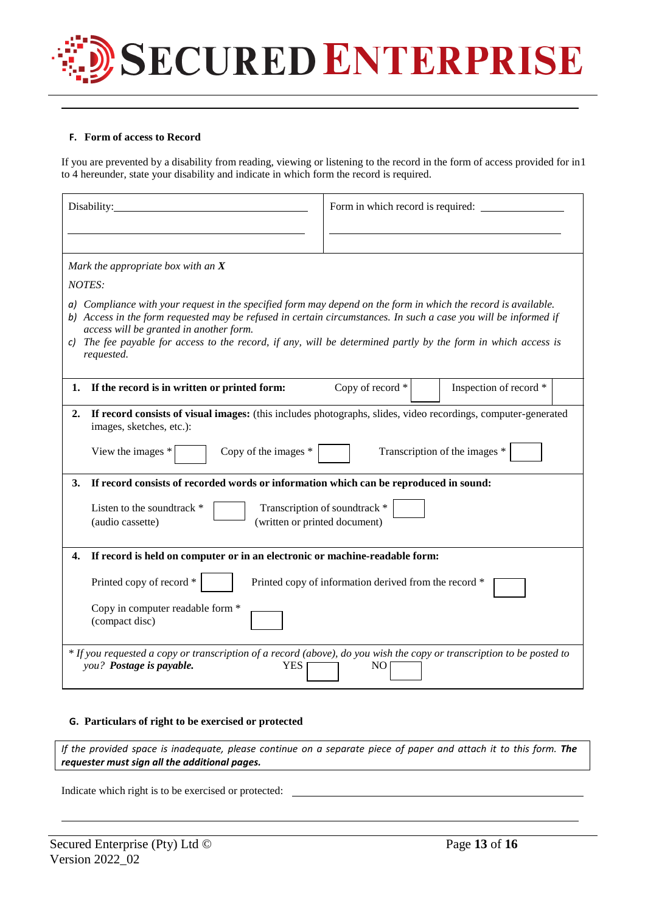#### F. Form of access to Record

If you are prevented by a disability from reading, viewing or listening to the record in the form of access provided for in1 to 4 hereunder, state your disability and indicate in which form the record is required.

| Disability: ______________________________ | Form in which record is required: ______________ |
|---|---|
| ______________________________ | ______________________________ |

*Mark the appropriate box with an **X***

*NOTES:*

*a) Compliance with your request in the specified form may depend on the form in which the record is available.*
*b) Access in the form requested may be refused in certain circumstances. In such a case you will be informed if access will be granted in another form.*
*c) The fee payable for access to the record, if any, will be determined partly by the form in which access is requested.*

**1. If the record is in written or printed form:** Copy of record * ☐ Inspection of record * ☐

**2. If record consists of visual images:** (this includes photographs, slides, video recordings, computer-generated images, sketches, etc.):

View the images * ☐ Copy of the images * ☐ Transcription of the images * ☐

**3. If record consists of recorded words or information which can be reproduced in sound:**

Listen to the soundtrack * (audio cassette) ☐ Transcription of soundtrack * (written or printed document) ☐

**4. If record is held on computer or in an electronic or machine-readable form:**

Printed copy of record * ☐ Printed copy of information derived from the record * ☐

Copy in computer readable form * (compact disc) ☐

*\* If you requested a copy or transcription of a record (above), do you wish the copy or transcription to be posted to you? **Postage is payable.*** YES ☐ NO ☐

#### G. Particulars of right to be exercised or protected

*If the provided space is inadequate, please continue on a separate piece of paper and attach it to this form. **The requester must sign all the additional pages.***

Indicate which right is to be exercised or protected: ______________________________

______________________________________________________________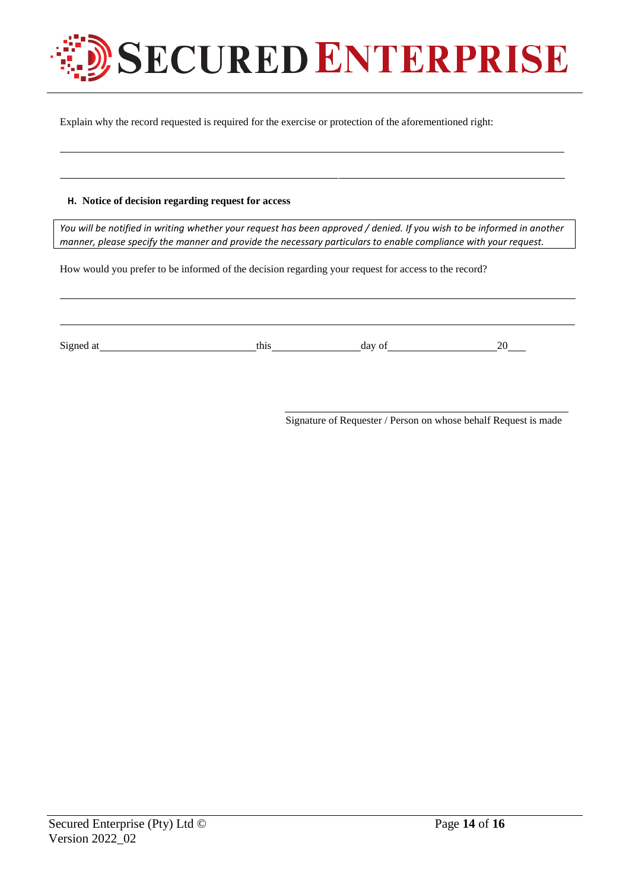Explain why the record requested is required for the exercise or protection of the aforementioned right:

\_\_\_\_\_\_\_\_\_\_\_\_\_\_\_\_\_\_\_\_\_\_\_\_\_\_\_\_\_\_\_\_\_\_\_\_\_\_\_\_\_\_\_\_\_\_\_\_\_\_\_\_\_\_\_\_\_\_\_\_\_\_\_\_\_\_\_\_\_\_

\_\_\_\_\_\_\_\_\_\_\_\_\_\_\_\_\_\_\_\_\_\_\_\_\_\_\_\_\_\_\_\_\_\_\_\_\_\_\_\_\_\_\_\_\_\_\_\_\_\_\_\_\_\_\_\_\_\_\_\_\_\_\_\_\_\_\_\_\_\_

### H. Notice of decision regarding request for access

*You will be notified in writing whether your request has been approved / denied. If you wish to be informed in another manner, please specify the manner and provide the necessary particulars to enable compliance with your request.*

How would you prefer to be informed of the decision regarding your request for access to the record?

\_\_\_\_\_\_\_\_\_\_\_\_\_\_\_\_\_\_\_\_\_\_\_\_\_\_\_\_\_\_\_\_\_\_\_\_\_\_\_\_\_\_\_\_\_\_\_\_\_\_\_\_\_\_\_\_\_\_\_\_\_\_\_\_\_\_\_\_\_\_

\_\_\_\_\_\_\_\_\_\_\_\_\_\_\_\_\_\_\_\_\_\_\_\_\_\_\_\_\_\_\_\_\_\_\_\_\_\_\_\_\_\_\_\_\_\_\_\_\_\_\_\_\_\_\_\_\_\_\_\_\_\_\_\_\_\_\_\_\_\_

Signed at \_\_\_\_\_\_\_\_\_\_\_\_\_\_\_\_\_\_\_\_\_\_\_\_ this \_\_\_\_\_\_\_\_\_\_\_\_\_ day of \_\_\_\_\_\_\_\_\_\_\_\_\_\_\_\_\_ 20\_\_\_

\_\_\_\_\_\_\_\_\_\_\_\_\_\_\_\_\_\_\_\_\_\_\_\_\_\_\_\_\_\_\_\_\_\_\_\_\_\_\_\_

Signature of Requester / Person on whose behalf Request is made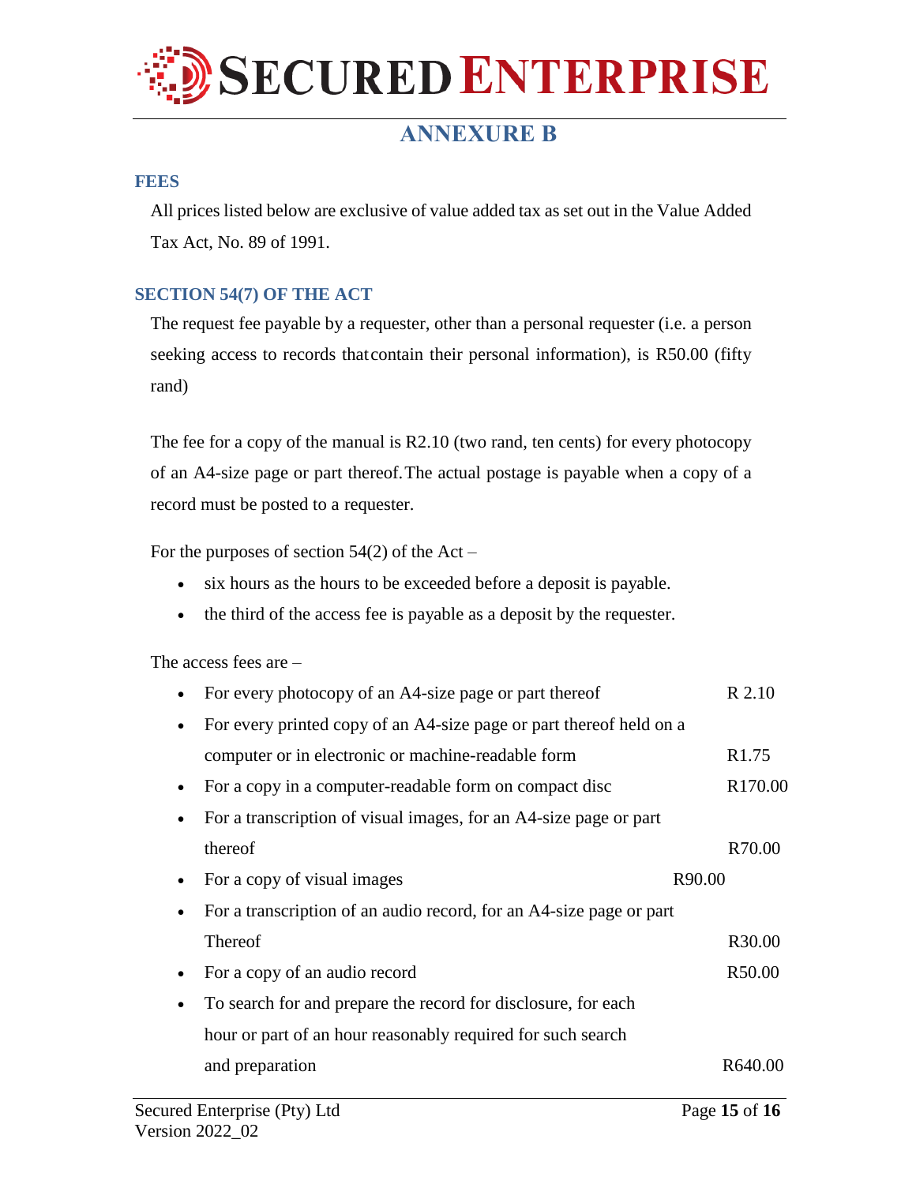# ANNEXURE B

## FEES

All prices listed below are exclusive of value added tax as set out in the Value Added Tax Act, No. 89 of 1991.

## SECTION 54(7) OF THE ACT

The request fee payable by a requester, other than a personal requester (i.e. a person seeking access to records that contain their personal information), is R50.00 (fifty rand)

The fee for a copy of the manual is R2.10 (two rand, ten cents) for every photocopy of an A4-size page or part thereof. The actual postage is payable when a copy of a record must be posted to a requester.

For the purposes of section 54(2) of the Act –

- six hours as the hours to be exceeded before a deposit is payable.
- the third of the access fee is payable as a deposit by the requester.

The access fees are –

- For every photocopy of an A4-size page or part thereof — R 2.10
- For every printed copy of an A4-size page or part thereof held on a computer or in electronic or machine-readable form — R1.75
- For a copy in a computer-readable form on compact disc — R170.00
- For a transcription of visual images, for an A4-size page or part thereof — R70.00
- For a copy of visual images — R90.00
- For a transcription of an audio record, for an A4-size page or part Thereof — R30.00
- For a copy of an audio record — R50.00
- To search for and prepare the record for disclosure, for each hour or part of an hour reasonably required for such search and preparation — R640.00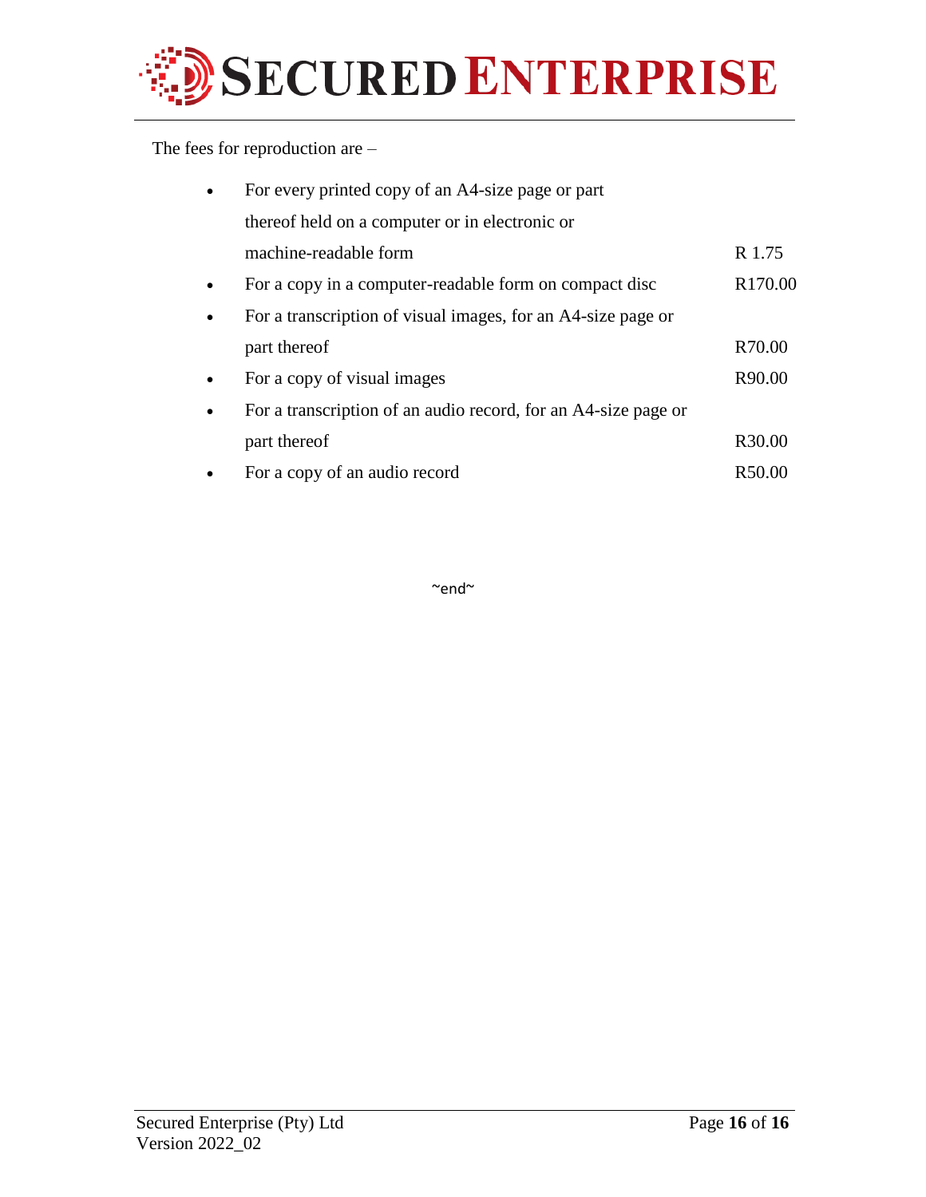The fees for reproduction are –

- For every printed copy of an A4-size page or part thereof held on a computer or in electronic or machine-readable form R 1.75
- For a copy in a computer-readable form on compact disc R170.00
- For a transcription of visual images, for an A4-size page or part thereof R70.00
- For a copy of visual images R90.00
- For a transcription of an audio record, for an A4-size page or part thereof R30.00
- For a copy of an audio record R50.00

~end~